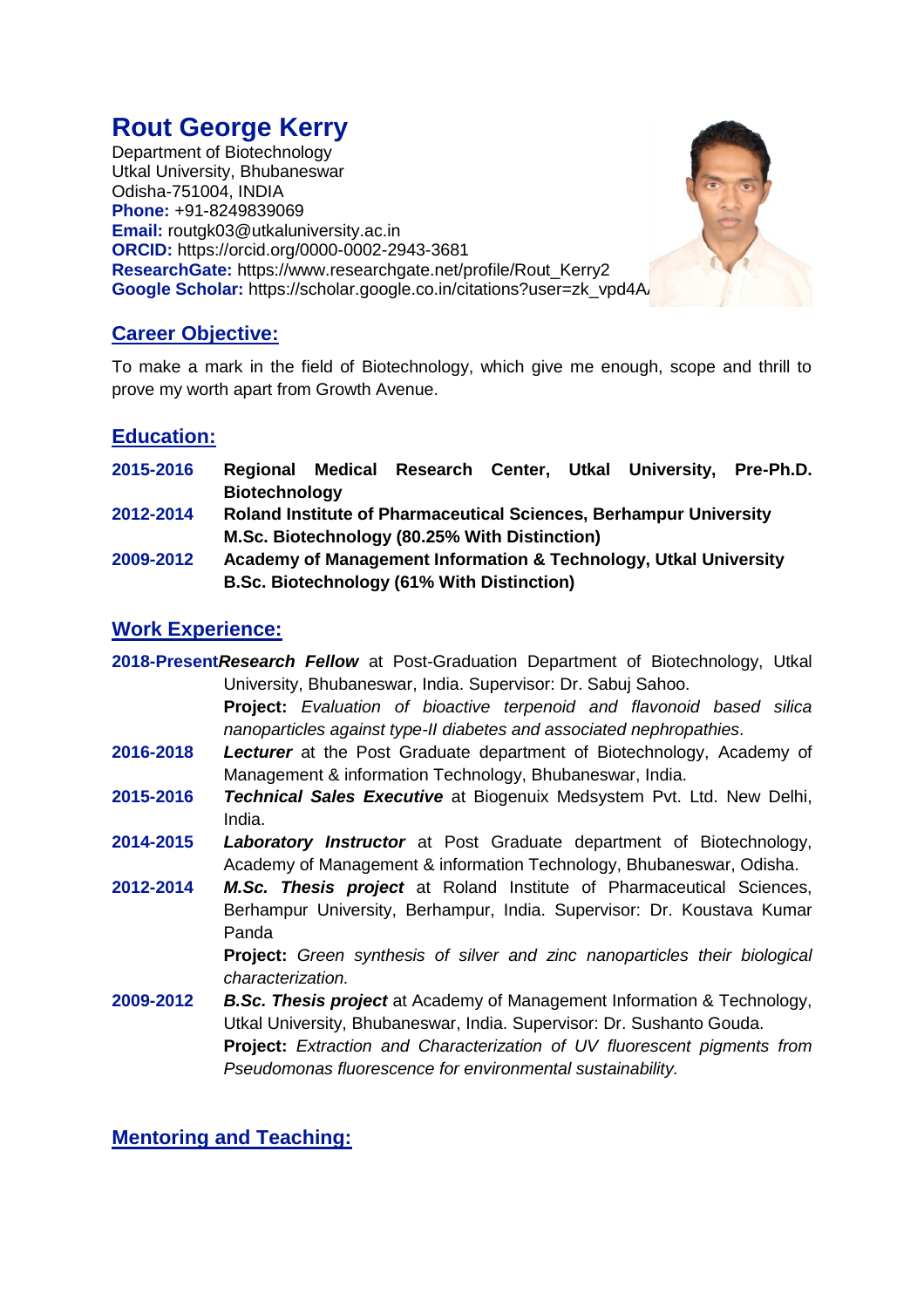# Rout George Kerry

Department of Biotechnology
Utkal University, Bhubaneswar
Odisha-751004, INDIA
**Phone:** +91-8249839069
**Email:** routgk03@utkaluniversity.ac.in
**ORCID:** https://orcid.org/0000-0002-2943-3681
**ResearchGate:** https://www.researchgate.net/profile/Rout_Kerry2
**Google Scholar:** https://scholar.google.co.in/citations?user=zk_vpd4A

## Career Objective:

To make a mark in the field of Biotechnology, which give me enough, scope and thrill to prove my worth apart from Growth Avenue.

## Education:

**2015-2016** **Regional Medical Research Center, Utkal University, Pre-Ph.D. Biotechnology**

**2012-2014** **Roland Institute of Pharmaceutical Sciences, Berhampur University**
**M.Sc. Biotechnology (80.25% With Distinction)**

**2009-2012** **Academy of Management Information & Technology, Utkal University**
**B.Sc. Biotechnology (61% With Distinction)**

## Work Experience:

**2018-Present** ***Research Fellow*** at Post-Graduation Department of Biotechnology, Utkal University, Bhubaneswar, India. Supervisor: Dr. Sabuj Sahoo.
**Project:** *Evaluation of bioactive terpenoid and flavonoid based silica nanoparticles against type-II diabetes and associated nephropathies*.

**2016-2018** ***Lecturer*** at the Post Graduate department of Biotechnology, Academy of Management & information Technology, Bhubaneswar, India.

**2015-2016** ***Technical Sales Executive*** at Biogenuix Medsystem Pvt. Ltd. New Delhi, India.

**2014-2015** ***Laboratory Instructor*** at Post Graduate department of Biotechnology, Academy of Management & information Technology, Bhubaneswar, Odisha.

**2012-2014** ***M.Sc. Thesis project*** at Roland Institute of Pharmaceutical Sciences, Berhampur University, Berhampur, India. Supervisor: Dr. Koustava Kumar Panda
**Project:** *Green synthesis of silver and zinc nanoparticles their biological characterization.*

**2009-2012** ***B.Sc. Thesis project*** at Academy of Management Information & Technology, Utkal University, Bhubaneswar, India. Supervisor: Dr. Sushanto Gouda.
**Project:** *Extraction and Characterization of UV fluorescent pigments from Pseudomonas fluorescence for environmental sustainability.*

## Mentoring and Teaching: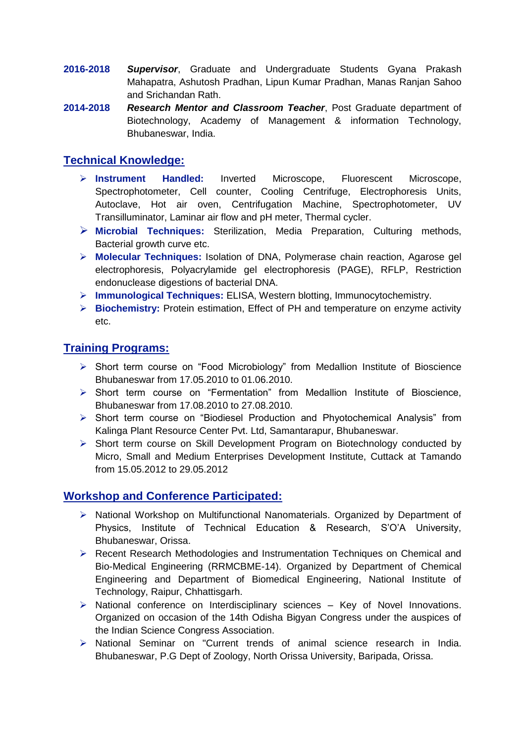**2016-2018** ***Supervisor***, Graduate and Undergraduate Students Gyana Prakash Mahapatra, Ashutosh Pradhan, Lipun Kumar Pradhan, Manas Ranjan Sahoo and Srichandan Rath.

**2014-2018** ***Research Mentor and Classroom Teacher***, Post Graduate department of Biotechnology, Academy of Management & information Technology, Bhubaneswar, India.

## Technical Knowledge:

- **Instrument Handled:** Inverted Microscope, Fluorescent Microscope, Spectrophotometer, Cell counter, Cooling Centrifuge, Electrophoresis Units, Autoclave, Hot air oven, Centrifugation Machine, Spectrophotometer, UV Transilluminator, Laminar air flow and pH meter, Thermal cycler.
- **Microbial Techniques:** Sterilization, Media Preparation, Culturing methods, Bacterial growth curve etc.
- **Molecular Techniques:** Isolation of DNA, Polymerase chain reaction, Agarose gel electrophoresis, Polyacrylamide gel electrophoresis (PAGE), RFLP, Restriction endonuclease digestions of bacterial DNA.
- **Immunological Techniques:** ELISA, Western blotting, Immunocytochemistry.
- **Biochemistry:** Protein estimation, Effect of PH and temperature on enzyme activity etc.

## Training Programs:

- Short term course on "Food Microbiology" from Medallion Institute of Bioscience Bhubaneswar from 17.05.2010 to 01.06.2010.
- Short term course on "Fermentation" from Medallion Institute of Bioscience, Bhubaneswar from 17.08.2010 to 27.08.2010.
- Short term course on "Biodiesel Production and Phyotochemical Analysis" from Kalinga Plant Resource Center Pvt. Ltd, Samantarapur, Bhubaneswar.
- Short term course on Skill Development Program on Biotechnology conducted by Micro, Small and Medium Enterprises Development Institute, Cuttack at Tamando from 15.05.2012 to 29.05.2012

## Workshop and Conference Participated:

- National Workshop on Multifunctional Nanomaterials. Organized by Department of Physics, Institute of Technical Education & Research, S'O'A University, Bhubaneswar, Orissa.
- Recent Research Methodologies and Instrumentation Techniques on Chemical and Bio-Medical Engineering (RRMCBME-14). Organized by Department of Chemical Engineering and Department of Biomedical Engineering, National Institute of Technology, Raipur, Chhattisgarh.
- National conference on Interdisciplinary sciences – Key of Novel Innovations. Organized on occasion of the 14th Odisha Bigyan Congress under the auspices of the Indian Science Congress Association.
- National Seminar on "Current trends of animal science research in India. Bhubaneswar, P.G Dept of Zoology, North Orissa University, Baripada, Orissa.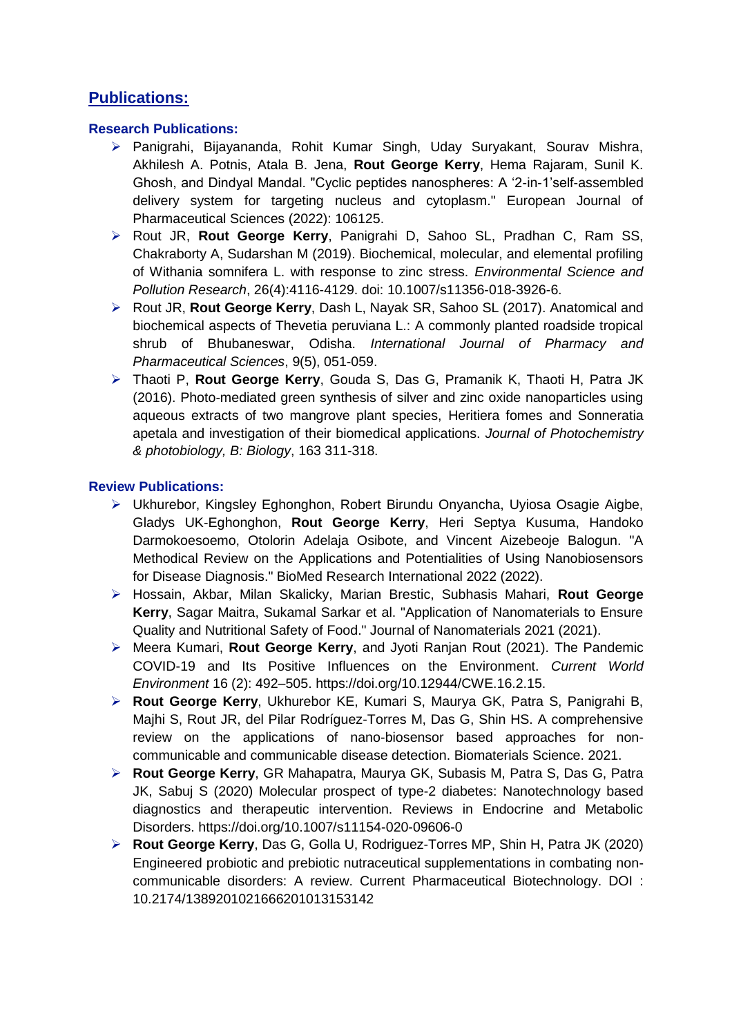## Publications:

### Research Publications:

- Panigrahi, Bijayananda, Rohit Kumar Singh, Uday Suryakant, Sourav Mishra, Akhilesh A. Potnis, Atala B. Jena, **Rout George Kerry**, Hema Rajaram, Sunil K. Ghosh, and Dindyal Mandal. "Cyclic peptides nanospheres: A '2-in-1'self-assembled delivery system for targeting nucleus and cytoplasm." European Journal of Pharmaceutical Sciences (2022): 106125.
- Rout JR, **Rout George Kerry**, Panigrahi D, Sahoo SL, Pradhan C, Ram SS, Chakraborty A, Sudarshan M (2019). Biochemical, molecular, and elemental profiling of Withania somnifera L. with response to zinc stress. *Environmental Science and Pollution Research*, 26(4):4116-4129. doi: 10.1007/s11356-018-3926-6.
- Rout JR, **Rout George Kerry**, Dash L, Nayak SR, Sahoo SL (2017). Anatomical and biochemical aspects of Thevetia peruviana L.: A commonly planted roadside tropical shrub of Bhubaneswar, Odisha. *International Journal of Pharmacy and Pharmaceutical Sciences*, 9(5), 051-059.
- Thaoti P, **Rout George Kerry**, Gouda S, Das G, Pramanik K, Thaoti H, Patra JK (2016). Photo-mediated green synthesis of silver and zinc oxide nanoparticles using aqueous extracts of two mangrove plant species, Heritiera fomes and Sonneratia apetala and investigation of their biomedical applications. *Journal of Photochemistry & photobiology, B: Biology*, 163 311-318.

### Review Publications:

- Ukhurebor, Kingsley Eghonghon, Robert Birundu Onyancha, Uyiosa Osagie Aigbe, Gladys UK-Eghonghon, **Rout George Kerry**, Heri Septya Kusuma, Handoko Darmokoesoemo, Otolorin Adelaja Osibote, and Vincent Aizebeoje Balogun. "A Methodical Review on the Applications and Potentialities of Using Nanobiosensors for Disease Diagnosis." BioMed Research International 2022 (2022).
- Hossain, Akbar, Milan Skalicky, Marian Brestic, Subhasis Mahari, **Rout George Kerry**, Sagar Maitra, Sukamal Sarkar et al. "Application of Nanomaterials to Ensure Quality and Nutritional Safety of Food." Journal of Nanomaterials 2021 (2021).
- Meera Kumari, **Rout George Kerry**, and Jyoti Ranjan Rout (2021). The Pandemic COVID-19 and Its Positive Influences on the Environment. *Current World Environment* 16 (2): 492–505. https://doi.org/10.12944/CWE.16.2.15.
- **Rout George Kerry**, Ukhurebor KE, Kumari S, Maurya GK, Patra S, Panigrahi B, Majhi S, Rout JR, del Pilar Rodríguez-Torres M, Das G, Shin HS. A comprehensive review on the applications of nano-biosensor based approaches for non-communicable and communicable disease detection. Biomaterials Science. 2021.
- **Rout George Kerry**, GR Mahapatra, Maurya GK, Subasis M, Patra S, Das G, Patra JK, Sabuj S (2020) Molecular prospect of type-2 diabetes: Nanotechnology based diagnostics and therapeutic intervention. Reviews in Endocrine and Metabolic Disorders. https://doi.org/10.1007/s11154-020-09606-0
- **Rout George Kerry**, Das G, Golla U, Rodriguez-Torres MP, Shin H, Patra JK (2020) Engineered probiotic and prebiotic nutraceutical supplementations in combating non-communicable disorders: A review. Current Pharmaceutical Biotechnology. DOI : 10.2174/1389201021666201013153142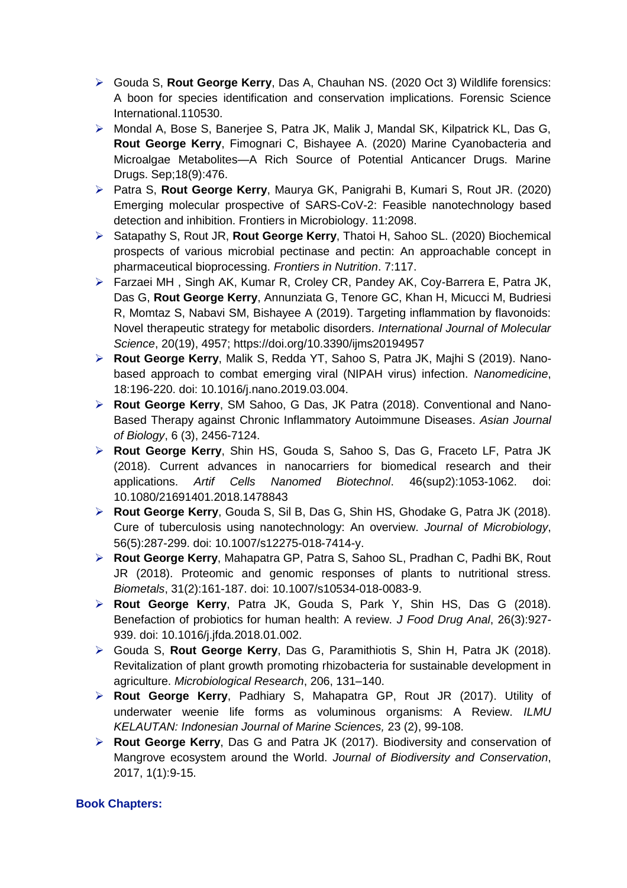- Gouda S, **Rout George Kerry**, Das A, Chauhan NS. (2020 Oct 3) Wildlife forensics: A boon for species identification and conservation implications. Forensic Science International.110530.
- Mondal A, Bose S, Banerjee S, Patra JK, Malik J, Mandal SK, Kilpatrick KL, Das G, **Rout George Kerry**, Fimognari C, Bishayee A. (2020) Marine Cyanobacteria and Microalgae Metabolites—A Rich Source of Potential Anticancer Drugs. Marine Drugs. Sep;18(9):476.
- Patra S, **Rout George Kerry**, Maurya GK, Panigrahi B, Kumari S, Rout JR. (2020) Emerging molecular prospective of SARS-CoV-2: Feasible nanotechnology based detection and inhibition. Frontiers in Microbiology. 11:2098.
- Satapathy S, Rout JR, **Rout George Kerry**, Thatoi H, Sahoo SL. (2020) Biochemical prospects of various microbial pectinase and pectin: An approachable concept in pharmaceutical bioprocessing. *Frontiers in Nutrition*. 7:117.
- Farzaei MH , Singh AK, Kumar R, Croley CR, Pandey AK, Coy-Barrera E, Patra JK, Das G, **Rout George Kerry**, Annunziata G, Tenore GC, Khan H, Micucci M, Budriesi R, Momtaz S, Nabavi SM, Bishayee A (2019). Targeting inflammation by flavonoids: Novel therapeutic strategy for metabolic disorders. *International Journal of Molecular Science*, 20(19), 4957; https://doi.org/10.3390/ijms20194957
- **Rout George Kerry**, Malik S, Redda YT, Sahoo S, Patra JK, Majhi S (2019). Nano-based approach to combat emerging viral (NIPAH virus) infection. *Nanomedicine*, 18:196-220. doi: 10.1016/j.nano.2019.03.004.
- **Rout George Kerry**, SM Sahoo, G Das, JK Patra (2018). Conventional and Nano-Based Therapy against Chronic Inflammatory Autoimmune Diseases. *Asian Journal of Biology*, 6 (3), 2456-7124.
- **Rout George Kerry**, Shin HS, Gouda S, Sahoo S, Das G, Fraceto LF, Patra JK (2018). Current advances in nanocarriers for biomedical research and their applications. *Artif Cells Nanomed Biotechnol*. 46(sup2):1053-1062. doi: 10.1080/21691401.2018.1478843
- **Rout George Kerry**, Gouda S, Sil B, Das G, Shin HS, Ghodake G, Patra JK (2018). Cure of tuberculosis using nanotechnology: An overview. *Journal of Microbiology*, 56(5):287-299. doi: 10.1007/s12275-018-7414-y.
- **Rout George Kerry**, Mahapatra GP, Patra S, Sahoo SL, Pradhan C, Padhi BK, Rout JR (2018). Proteomic and genomic responses of plants to nutritional stress. *Biometals*, 31(2):161-187. doi: 10.1007/s10534-018-0083-9.
- **Rout George Kerry**, Patra JK, Gouda S, Park Y, Shin HS, Das G (2018). Benefaction of probiotics for human health: A review. *J Food Drug Anal*, 26(3):927-939. doi: 10.1016/j.jfda.2018.01.002.
- Gouda S, **Rout George Kerry**, Das G, Paramithiotis S, Shin H, Patra JK (2018). Revitalization of plant growth promoting rhizobacteria for sustainable development in agriculture. *Microbiological Research*, 206, 131–140.
- **Rout George Kerry**, Padhiary S, Mahapatra GP, Rout JR (2017). Utility of underwater weenie life forms as voluminous organisms: A Review. *ILMU KELAUTAN: Indonesian Journal of Marine Sciences,* 23 (2), 99-108.
- **Rout George Kerry**, Das G and Patra JK (2017). Biodiversity and conservation of Mangrove ecosystem around the World. *Journal of Biodiversity and Conservation*, 2017, 1(1):9-15.

**Book Chapters:**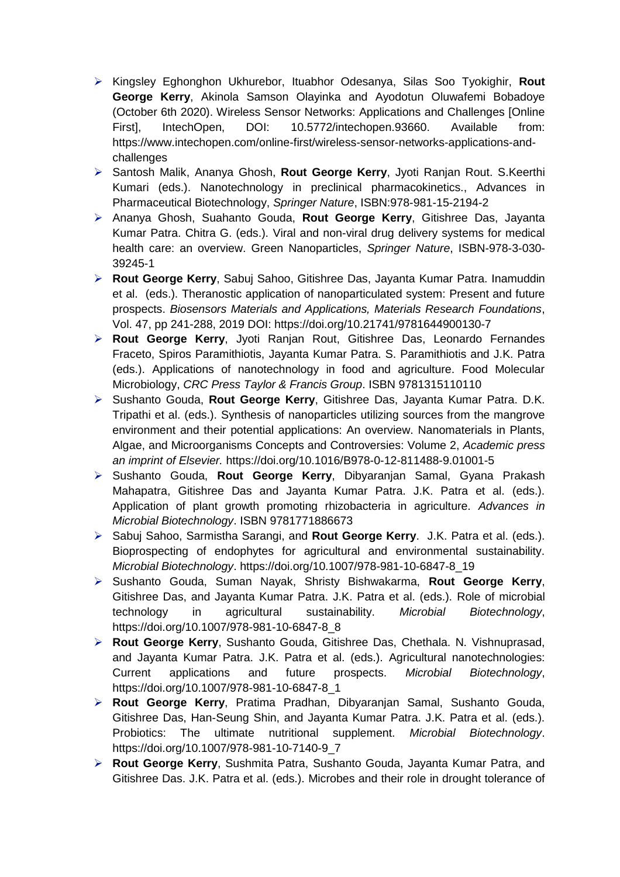- Kingsley Eghonghon Ukhurebor, Ituabhor Odesanya, Silas Soo Tyokighir, **Rout George Kerry**, Akinola Samson Olayinka and Ayodotun Oluwafemi Bobadoye (October 6th 2020). Wireless Sensor Networks: Applications and Challenges [Online First], IntechOpen, DOI: 10.5772/intechopen.93660. Available from: https://www.intechopen.com/online-first/wireless-sensor-networks-applications-and-challenges
- Santosh Malik, Ananya Ghosh, **Rout George Kerry**, Jyoti Ranjan Rout. S.Keerthi Kumari (eds.). Nanotechnology in preclinical pharmacokinetics., Advances in Pharmaceutical Biotechnology, *Springer Nature*, ISBN:978-981-15-2194-2
- Ananya Ghosh, Suahanto Gouda, **Rout George Kerry**, Gitishree Das, Jayanta Kumar Patra. Chitra G. (eds.). Viral and non-viral drug delivery systems for medical health care: an overview. Green Nanoparticles, *Springer Nature*, ISBN-978-3-030-39245-1
- **Rout George Kerry**, Sabuj Sahoo, Gitishree Das, Jayanta Kumar Patra. Inamuddin et al. (eds.). Theranostic application of nanoparticulated system: Present and future prospects. *Biosensors Materials and Applications, Materials Research Foundations*, Vol. 47, pp 241-288, 2019 DOI: https://doi.org/10.21741/9781644900130-7
- **Rout George Kerry**, Jyoti Ranjan Rout, Gitishree Das, Leonardo Fernandes Fraceto, Spiros Paramithiotis, Jayanta Kumar Patra. S. Paramithiotis and J.K. Patra (eds.). Applications of nanotechnology in food and agriculture. Food Molecular Microbiology, *CRC Press Taylor & Francis Group*. ISBN 9781315110110
- Sushanto Gouda, **Rout George Kerry**, Gitishree Das, Jayanta Kumar Patra. D.K. Tripathi et al. (eds.). Synthesis of nanoparticles utilizing sources from the mangrove environment and their potential applications: An overview. Nanomaterials in Plants, Algae, and Microorganisms Concepts and Controversies: Volume 2, *Academic press an imprint of Elsevier.* https://doi.org/10.1016/B978-0-12-811488-9.01001-5
- Sushanto Gouda, **Rout George Kerry**, Dibyaranjan Samal, Gyana Prakash Mahapatra, Gitishree Das and Jayanta Kumar Patra. J.K. Patra et al. (eds.). Application of plant growth promoting rhizobacteria in agriculture. *Advances in Microbial Biotechnology*. ISBN 9781771886673
- Sabuj Sahoo, Sarmistha Sarangi, and **Rout George Kerry**. J.K. Patra et al. (eds.). Bioprospecting of endophytes for agricultural and environmental sustainability. *Microbial Biotechnology*. https://doi.org/10.1007/978-981-10-6847-8_19
- Sushanto Gouda, Suman Nayak, Shristy Bishwakarma, **Rout George Kerry**, Gitishree Das, and Jayanta Kumar Patra. J.K. Patra et al. (eds.). Role of microbial technology in agricultural sustainability. *Microbial Biotechnology*, https://doi.org/10.1007/978-981-10-6847-8_8
- **Rout George Kerry**, Sushanto Gouda, Gitishree Das, Chethala. N. Vishnuprasad, and Jayanta Kumar Patra. J.K. Patra et al. (eds.). Agricultural nanotechnologies: Current applications and future prospects. *Microbial Biotechnology*, https://doi.org/10.1007/978-981-10-6847-8_1
- **Rout George Kerry**, Pratima Pradhan, Dibyaranjan Samal, Sushanto Gouda, Gitishree Das, Han-Seung Shin, and Jayanta Kumar Patra. J.K. Patra et al. (eds.). Probiotics: The ultimate nutritional supplement. *Microbial Biotechnology*. https://doi.org/10.1007/978-981-10-7140-9_7
- **Rout George Kerry**, Sushmita Patra, Sushanto Gouda, Jayanta Kumar Patra, and Gitishree Das. J.K. Patra et al. (eds.). Microbes and their role in drought tolerance of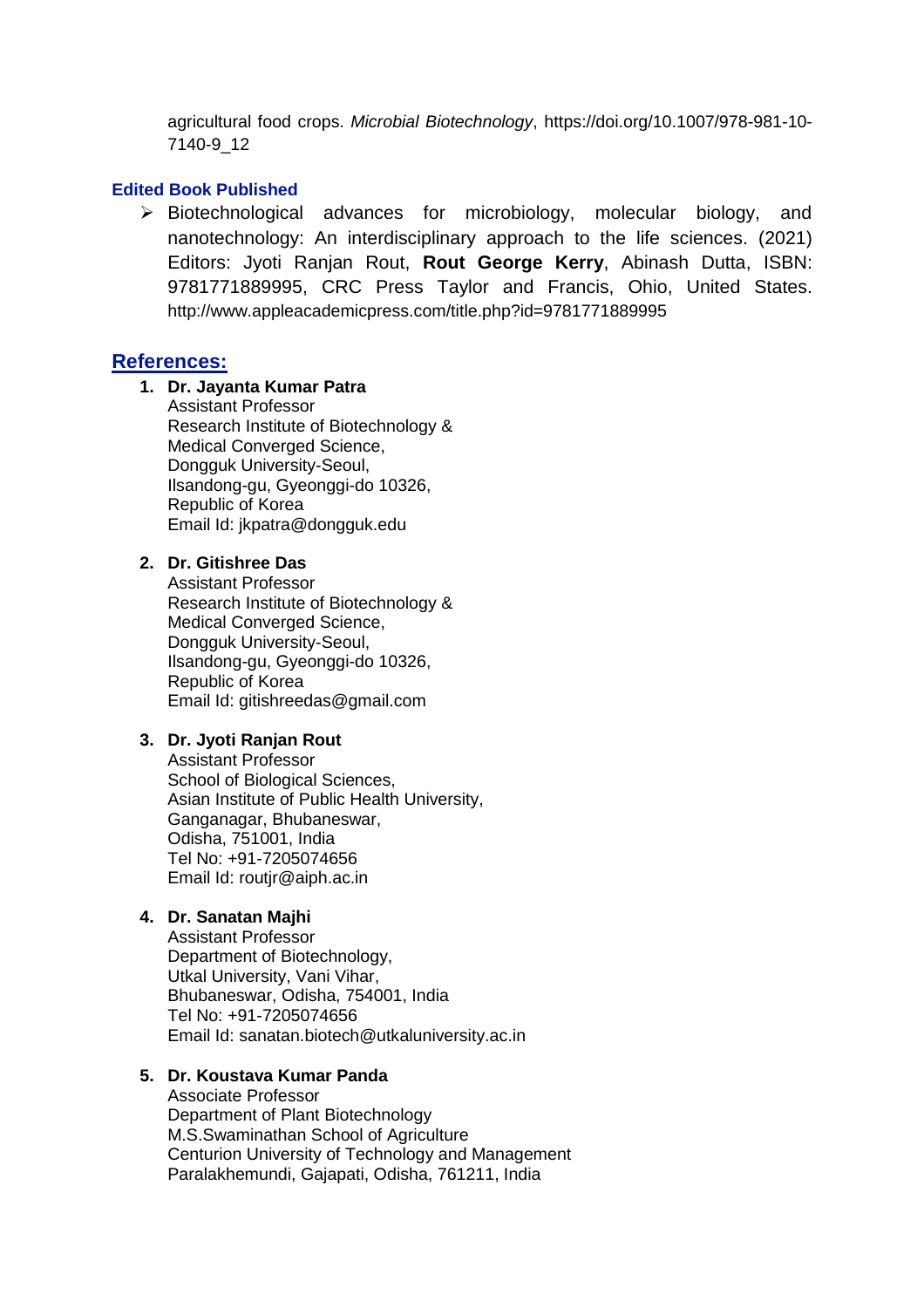agricultural food crops. *Microbial Biotechnology*, https://doi.org/10.1007/978-981-10-7140-9_12

### Edited Book Published

- Biotechnological advances for microbiology, molecular biology, and nanotechnology: An interdisciplinary approach to the life sciences. (2021) Editors: Jyoti Ranjan Rout, **Rout George Kerry**, Abinash Dutta, ISBN: 9781771889995, CRC Press Taylor and Francis, Ohio, United States. http://www.appleacademicpress.com/title.php?id=9781771889995

## References:

1. **Dr. Jayanta Kumar Patra**
   Assistant Professor
   Research Institute of Biotechnology &
   Medical Converged Science,
   Dongguk University-Seoul,
   Ilsandong-gu, Gyeonggi-do 10326,
   Republic of Korea
   Email Id: jkpatra@dongguk.edu

2. **Dr. Gitishree Das**
   Assistant Professor
   Research Institute of Biotechnology &
   Medical Converged Science,
   Dongguk University-Seoul,
   Ilsandong-gu, Gyeonggi-do 10326,
   Republic of Korea
   Email Id: gitishreedas@gmail.com

3. **Dr. Jyoti Ranjan Rout**
   Assistant Professor
   School of Biological Sciences,
   Asian Institute of Public Health University,
   Ganganagar, Bhubaneswar,
   Odisha, 751001, India
   Tel No: +91-7205074656
   Email Id: routjr@aiph.ac.in

4. **Dr. Sanatan Majhi**
   Assistant Professor
   Department of Biotechnology,
   Utkal University, Vani Vihar,
   Bhubaneswar, Odisha, 754001, India
   Tel No: +91-7205074656
   Email Id: sanatan.biotech@utkaluniversity.ac.in

5. **Dr. Koustava Kumar Panda**
   Associate Professor
   Department of Plant Biotechnology
   M.S.Swaminathan School of Agriculture
   Centurion University of Technology and Management
   Paralakhemundi, Gajapati, Odisha, 761211, India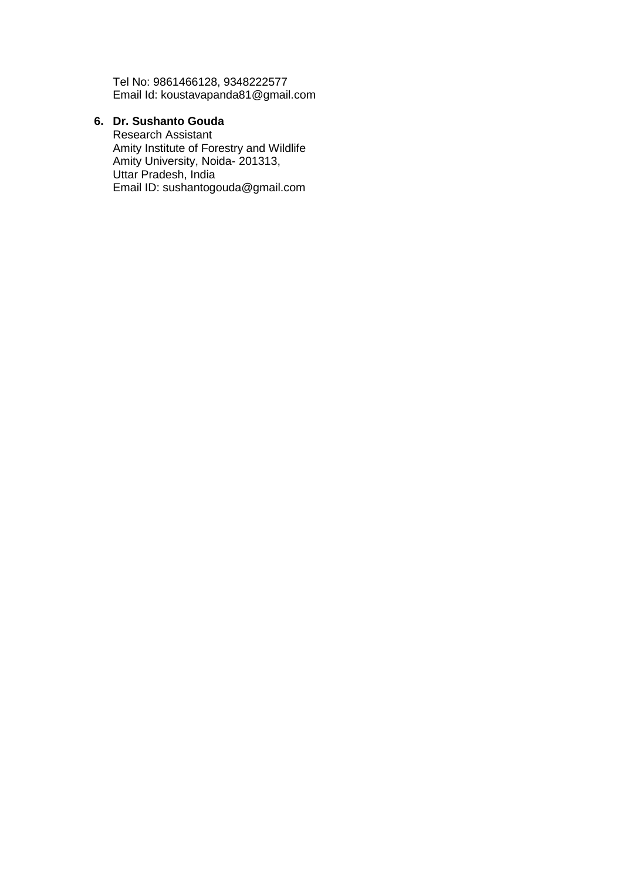Tel No: 9861466128, 9348222577
Email Id: koustavapanda81@gmail.com

6. **Dr. Sushanto Gouda**
Research Assistant
Amity Institute of Forestry and Wildlife
Amity University, Noida- 201313,
Uttar Pradesh, India
Email ID: sushantogouda@gmail.com